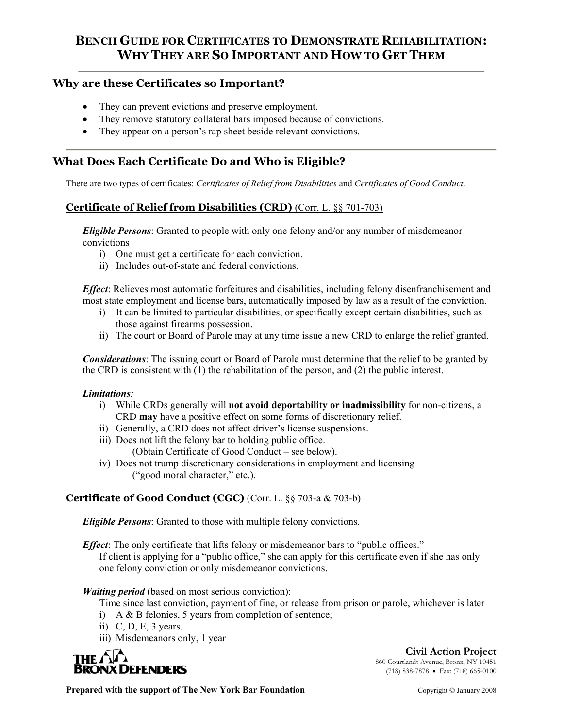# BENCH GUIDE FOR CERTIFICATES TO DEMONSTRATE REHABILITATION: WHY THEY ARE SO IMPORTANT AND HOW TO GET THEM

## Why are these Certificates so Important?

- They can prevent evictions and preserve employment.
- They remove statutory collateral bars imposed because of convictions.
- They appear on a person's rap sheet beside relevant convictions.

## What Does Each Certificate Do and Who is Eligible?

There are two types of certificates: *Certificates of Relief from Disabilities* and *Certificates of Good Conduct*.

### Certificate of Relief from Disabilities (CRD) (Corr. L. §§ 701-703)

***Eligible Persons***: Granted to people with only one felony and/or any number of misdemeanor convictions

i) One must get a certificate for each conviction.
ii) Includes out-of-state and federal convictions.

***Effect***: Relieves most automatic forfeitures and disabilities, including felony disenfranchisement and most state employment and license bars, automatically imposed by law as a result of the conviction.

i) It can be limited to particular disabilities, or specifically except certain disabilities, such as those against firearms possession.
ii) The court or Board of Parole may at any time issue a new CRD to enlarge the relief granted.

***Considerations***: The issuing court or Board of Parole must determine that the relief to be granted by the CRD is consistent with (1) the rehabilitation of the person, and (2) the public interest.

***Limitations***:

i) While CRDs generally will **not avoid deportability or inadmissibility** for non-citizens, a CRD **may** have a positive effect on some forms of discretionary relief.
ii) Generally, a CRD does not affect driver's license suspensions.
iii) Does not lift the felony bar to holding public office.
(Obtain Certificate of Good Conduct – see below).
iv) Does not trump discretionary considerations in employment and licensing
("good moral character," etc.).

### Certificate of Good Conduct (CGC) (Corr. L. §§ 703-a & 703-b)

***Eligible Persons***: Granted to those with multiple felony convictions.

***Effect***: The only certificate that lifts felony or misdemeanor bars to "public offices."
If client is applying for a "public office," she can apply for this certificate even if she has only one felony conviction or only misdemeanor convictions.

***Waiting period*** (based on most serious conviction):
Time since last conviction, payment of fine, or release from prison or parole, whichever is later

i) A & B felonies, 5 years from completion of sentence;
ii) C, D, E, 3 years.
iii) Misdemeanors only, 1 year

THE BRONX DEFENDERS

**Civil Action Project**
860 Courtlandt Avenue, Bronx, NY 10451
(718) 838-7878 • Fax: (718) 665-0100

**Prepared with the support of The New York Bar Foundation**

Copyright © January 2008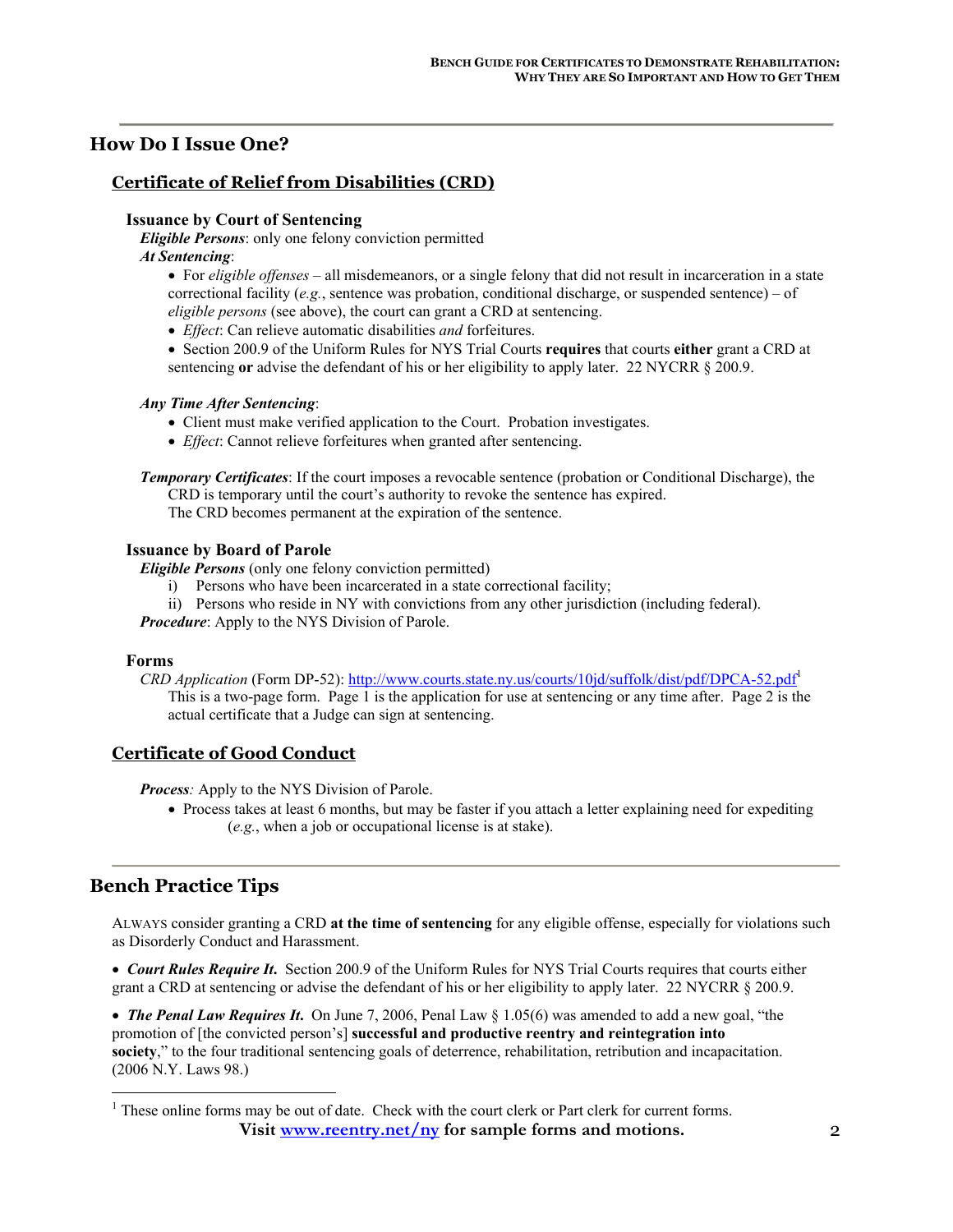## How Do I Issue One?

### Certificate of Relief from Disabilities (CRD)

#### Issuance by Court of Sentencing

***Eligible Persons***: only one felony conviction permitted

***At Sentencing***:

- For *eligible offenses* – all misdemeanors, or a single felony that did not result in incarceration in a state correctional facility (*e.g.*, sentence was probation, conditional discharge, or suspended sentence) – of *eligible persons* (see above), the court can grant a CRD at sentencing.
- *Effect*: Can relieve automatic disabilities *and* forfeitures.
- Section 200.9 of the Uniform Rules for NYS Trial Courts **requires** that courts **either** grant a CRD at sentencing **or** advise the defendant of his or her eligibility to apply later. 22 NYCRR § 200.9.

***Any Time After Sentencing***:

- Client must make verified application to the Court. Probation investigates.
- *Effect*: Cannot relieve forfeitures when granted after sentencing.

***Temporary Certificates***: If the court imposes a revocable sentence (probation or Conditional Discharge), the CRD is temporary until the court's authority to revoke the sentence has expired. The CRD becomes permanent at the expiration of the sentence.

#### Issuance by Board of Parole

***Eligible Persons*** (only one felony conviction permitted)

i) Persons who have been incarcerated in a state correctional facility;
ii) Persons who reside in NY with convictions from any other jurisdiction (including federal).

***Procedure***: Apply to the NYS Division of Parole.

#### Forms

*CRD Application* (Form DP-52): http://www.courts.state.ny.us/courts/10jd/suffolk/dist/pdf/DPCA-52.pdf[1]
This is a two-page form. Page 1 is the application for use at sentencing or any time after. Page 2 is the actual certificate that a Judge can sign at sentencing.

### Certificate of Good Conduct

***Process***: Apply to the NYS Division of Parole.

- Process takes at least 6 months, but may be faster if you attach a letter explaining need for expediting (*e.g.*, when a job or occupational license is at stake).

## Bench Practice Tips

ALWAYS consider granting a CRD **at the time of sentencing** for any eligible offense, especially for violations such as Disorderly Conduct and Harassment.

- ***Court Rules Require It.*** Section 200.9 of the Uniform Rules for NYS Trial Courts requires that courts either grant a CRD at sentencing or advise the defendant of his or her eligibility to apply later. 22 NYCRR § 200.9.
- ***The Penal Law Requires It.*** On June 7, 2006, Penal Law § 1.05(6) was amended to add a new goal, "the promotion of [the convicted person's] **successful and productive reentry and reintegration into society**," to the four traditional sentencing goals of deterrence, rehabilitation, retribution and incapacitation. (2006 N.Y. Laws 98.)

[1] These online forms may be out of date. Check with the court clerk or Part clerk for current forms.

**Visit www.reentry.net/ny for sample forms and motions.**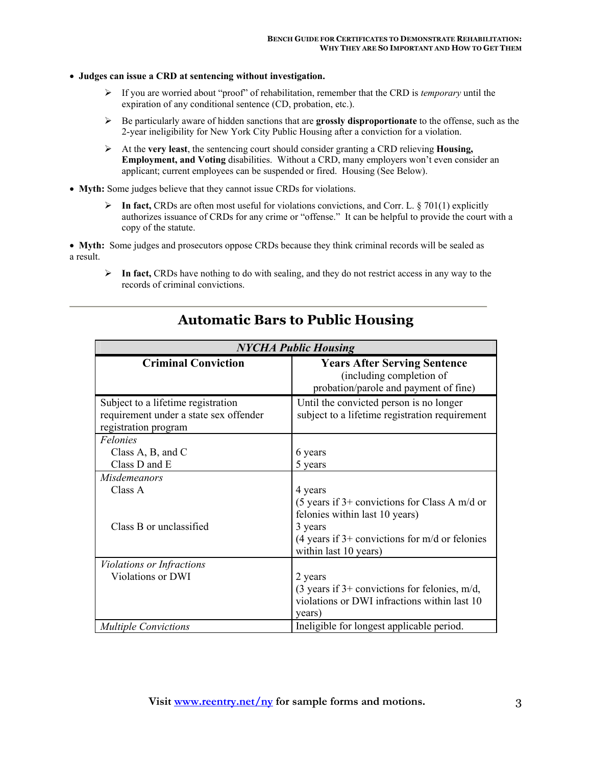- **Judges can issue a CRD at sentencing without investigation.**
    - If you are worried about "proof" of rehabilitation, remember that the CRD is *temporary* until the expiration of any conditional sentence (CD, probation, etc.).
    - Be particularly aware of hidden sanctions that are **grossly disproportionate** to the offense, such as the 2-year ineligibility for New York City Public Housing after a conviction for a violation.
    - At the **very least**, the sentencing court should consider granting a CRD relieving **Housing, Employment, and Voting** disabilities. Without a CRD, many employers won't even consider an applicant; current employees can be suspended or fired. Housing (See Below).
- **Myth:** Some judges believe that they cannot issue CRDs for violations.
    - **In fact,** CRDs are often most useful for violations convictions, and Corr. L. § 701(1) explicitly authorizes issuance of CRDs for any crime or "offense." It can be helpful to provide the court with a copy of the statute.
- **Myth:** Some judges and prosecutors oppose CRDs because they think criminal records will be sealed as a result.
    - **In fact,** CRDs have nothing to do with sealing, and they do not restrict access in any way to the records of criminal convictions.

---

## Automatic Bars to Public Housing

| *NYCHA Public Housing* | |
|---|---|
| **Criminal Conviction** | **Years After Serving Sentence** (including completion of probation/parole and payment of fine) |
| Subject to a lifetime registration requirement under a state sex offender registration program | Until the convicted person is no longer subject to a lifetime registration requirement |
| *Felonies* | |
| Class A, B, and C | 6 years |
| Class D and E | 5 years |
| *Misdemeanors* | |
| Class A | 4 years (5 years if 3+ convictions for Class A m/d or felonies within last 10 years) |
| Class B or unclassified | 3 years (4 years if 3+ convictions for m/d or felonies within last 10 years) |
| *Violations or Infractions* | |
| Violations or DWI | 2 years (3 years if 3+ convictions for felonies, m/d, violations or DWI infractions within last 10 years) |
| *Multiple Convictions* | Ineligible for longest applicable period. |

**Visit www.reentry.net/ny for sample forms and motions.**